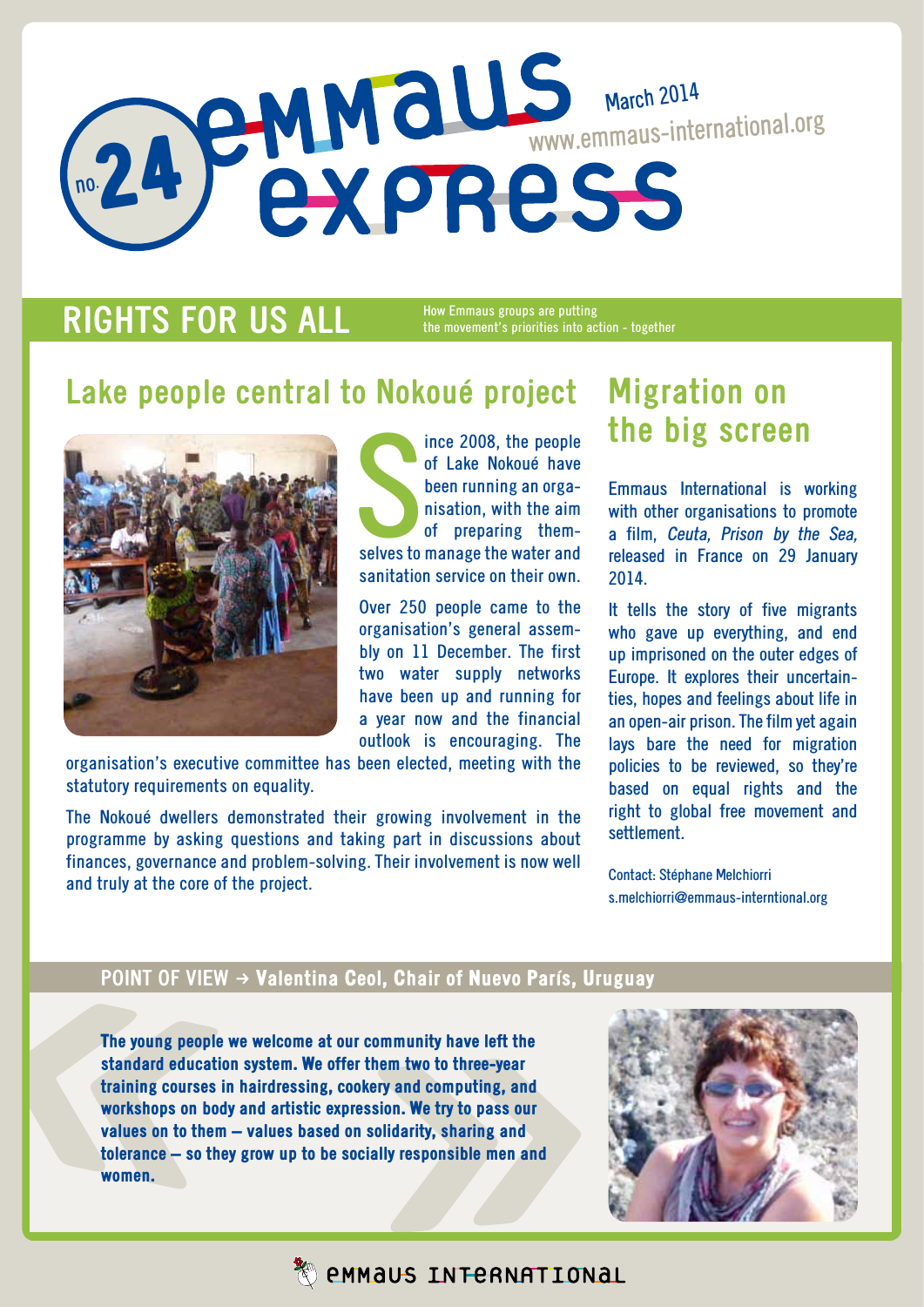# emmaus express no. 24

March 2014
www.emmaus-international.org

## RIGHTS FOR US ALL

How Emmaus groups are putting the movement's priorities into action - together

### Lake people central to Nokoué project

Since 2008, the people of Lake Nokoué have been running an organisation, with the aim of preparing themselves to manage the water and sanitation service on their own.

Over 250 people came to the organisation's general assembly on 11 December. The first two water supply networks have been up and running for a year now and the financial outlook is encouraging. The organisation's executive committee has been elected, meeting with the statutory requirements on equality.

The Nokoué dwellers demonstrated their growing involvement in the programme by asking questions and taking part in discussions about finances, governance and problem-solving. Their involvement is now well and truly at the core of the project.

### Migration on the big screen

Emmaus International is working with other organisations to promote a film, *Ceuta, Prison by the Sea,* released in France on 29 January 2014.

It tells the story of five migrants who gave up everything, and end up imprisoned on the outer edges of Europe. It explores their uncertainties, hopes and feelings about life in an open-air prison. The film yet again lays bare the need for migration policies to be reviewed, so they're based on equal rights and the right to global free movement and settlement.

Contact: Stéphane Melchiorri
s.melchiorri@emmaus-interntional.org

### POINT OF VIEW → Valentina Ceol, Chair of Nuevo París, Uruguay

**The young people we welcome at our community have left the standard education system. We offer them two to three-year training courses in hairdressing, cookery and computing, and workshops on body and artistic expression. We try to pass our values on to them – values based on solidarity, sharing and tolerance – so they grow up to be socially responsible men and women.**

emmaus international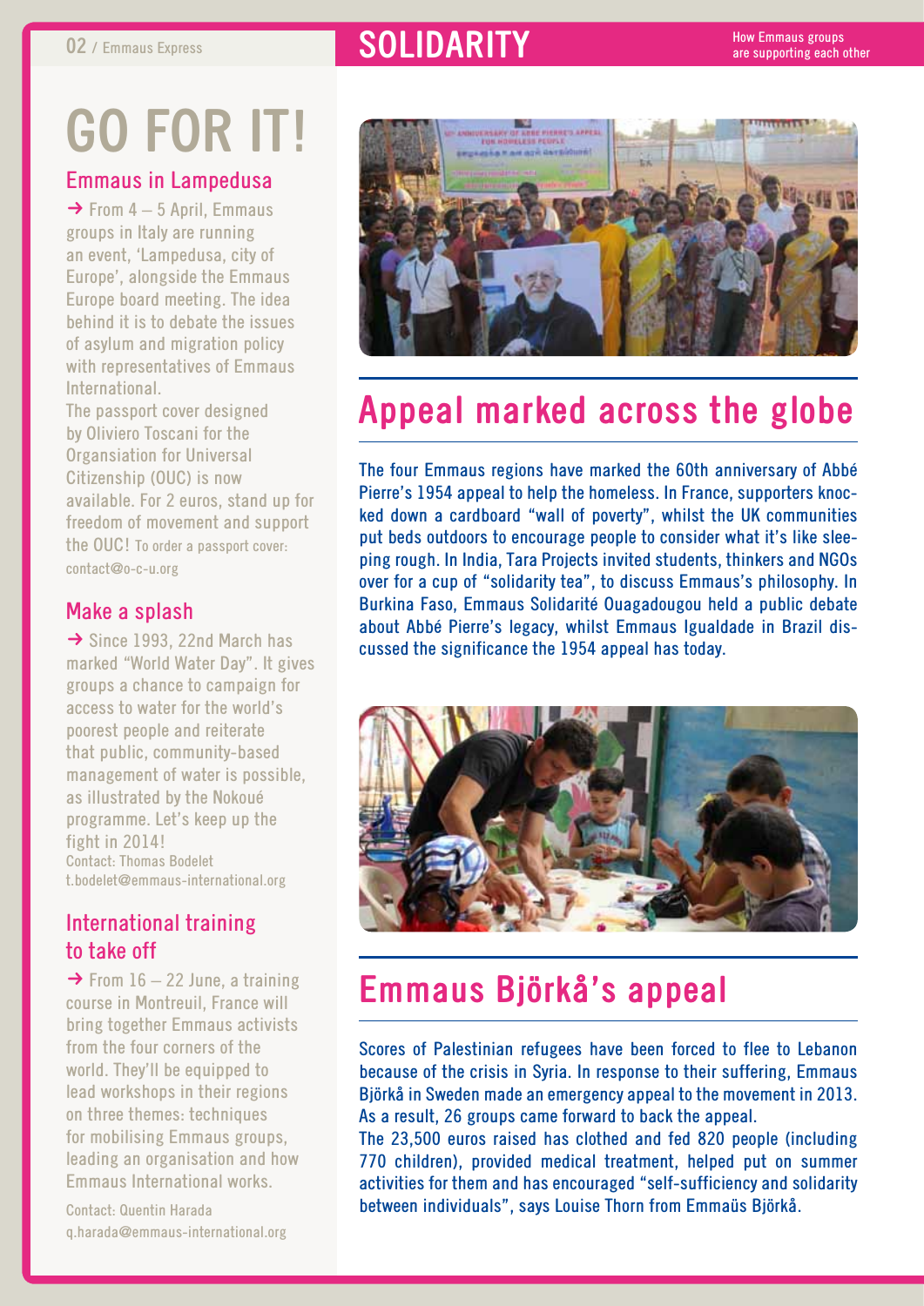# SOLIDARITY

How Emmaus groups are supporting each other

## GO FOR IT!

### Emmaus in Lampedusa

→ From 4 – 5 April, Emmaus groups in Italy are running an event, 'Lampedusa, city of Europe', alongside the Emmaus Europe board meeting. The idea behind it is to debate the issues of asylum and migration policy with representatives of Emmaus International.

The passport cover designed by Oliviero Toscani for the Organsiation for Universal Citizenship (OUC) is now available. For 2 euros, stand up for freedom of movement and support the OUC! To order a passport cover: contact@o-c-u.org

### Make a splash

→ Since 1993, 22nd March has marked "World Water Day". It gives groups a chance to campaign for access to water for the world's poorest people and reiterate that public, community-based management of water is possible, as illustrated by the Nokoué programme. Let's keep up the fight in 2014!

Contact: Thomas Bodelet
t.bodelet@emmaus-international.org

### International training to take off

→ From 16 – 22 June, a training course in Montreuil, France will bring together Emmaus activists from the four corners of the world. They'll be equipped to lead workshops in their regions on three themes: techniques for mobilising Emmaus groups, leading an organisation and how Emmaus International works.

Contact: Quentin Harada
q.harada@emmaus-international.org

## Appeal marked across the globe

The four Emmaus regions have marked the 60th anniversary of Abbé Pierre's 1954 appeal to help the homeless. In France, supporters knocked down a cardboard "wall of poverty", whilst the UK communities put beds outdoors to encourage people to consider what it's like sleeping rough. In India, Tara Projects invited students, thinkers and NGOs over for a cup of "solidarity tea", to discuss Emmaus's philosophy. In Burkina Faso, Emmaus Solidarité Ouagadougou held a public debate about Abbé Pierre's legacy, whilst Emmaus Igualdade in Brazil discussed the significance the 1954 appeal has today.

## Emmaus Björkå's appeal

Scores of Palestinian refugees have been forced to flee to Lebanon because of the crisis in Syria. In response to their suffering, Emmaus Björkå in Sweden made an emergency appeal to the movement in 2013. As a result, 26 groups came forward to back the appeal.

The 23,500 euros raised has clothed and fed 820 people (including 770 children), provided medical treatment, helped put on summer activities for them and has encouraged "self-sufficiency and solidarity between individuals", says Louise Thorn from Emmaüs Björkå.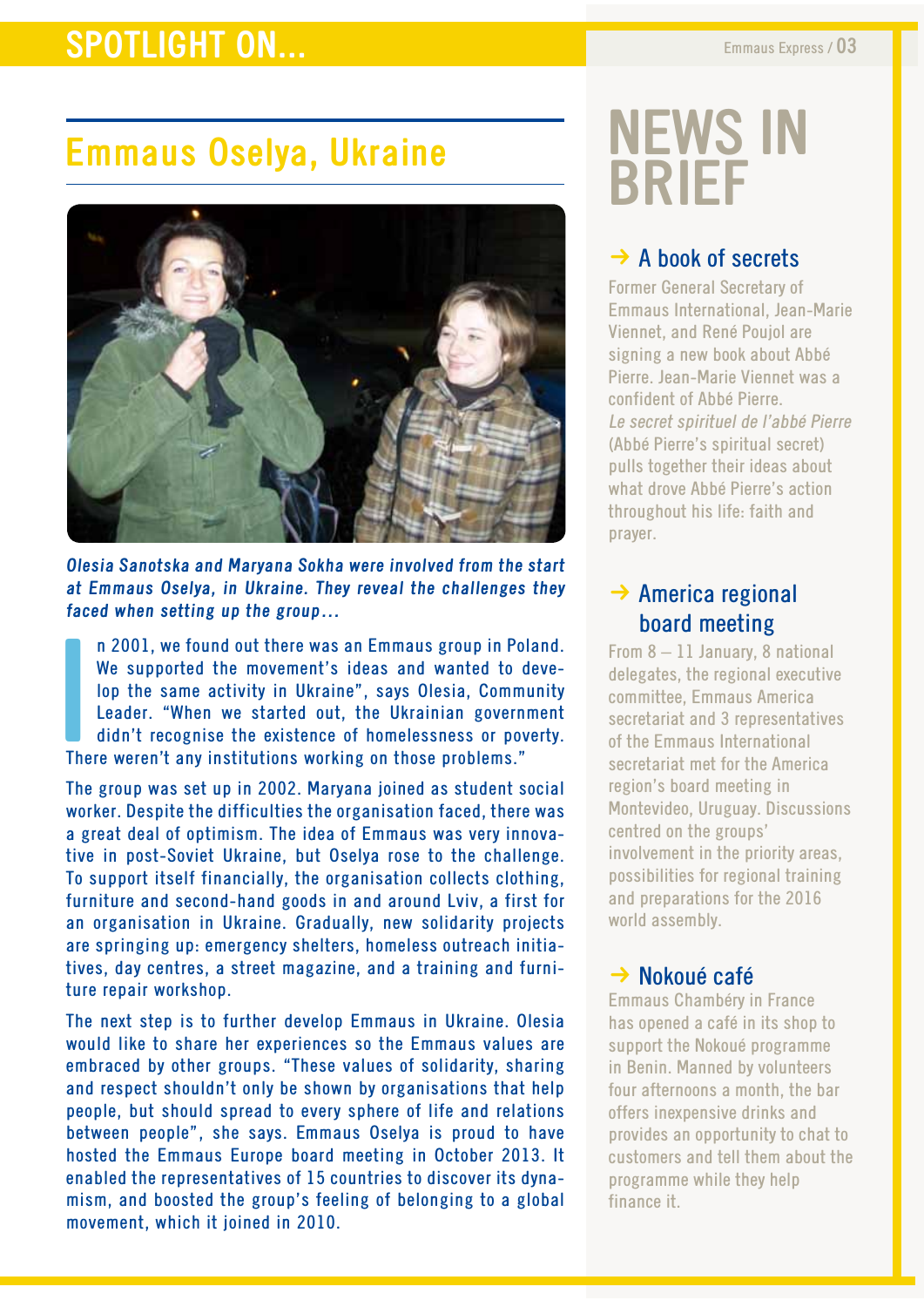# SPOTLIGHT ON...

## Emmaus Oselya, Ukraine

***Olesia Sanotska and Maryana Sokha were involved from the start at Emmaus Oselya, in Ukraine. They reveal the challenges they faced when setting up the group...***

In 2001, we found out there was an Emmaus group in Poland. We supported the movement's ideas and wanted to develop the same activity in Ukraine", says Olesia, Community Leader. "When we started out, the Ukrainian government didn't recognise the existence of homelessness or poverty. There weren't any institutions working on those problems."

The group was set up in 2002. Maryana joined as student social worker. Despite the difficulties the organisation faced, there was a great deal of optimism. The idea of Emmaus was very innovative in post-Soviet Ukraine, but Oselya rose to the challenge. To support itself financially, the organisation collects clothing, furniture and second-hand goods in and around Lviv, a first for an organisation in Ukraine. Gradually, new solidarity projects are springing up: emergency shelters, homeless outreach initiatives, day centres, a street magazine, and a training and furniture repair workshop.

The next step is to further develop Emmaus in Ukraine. Olesia would like to share her experiences so the Emmaus values are embraced by other groups. "These values of solidarity, sharing and respect shouldn't only be shown by organisations that help people, but should spread to every sphere of life and relations between people", she says. Emmaus Oselya is proud to have hosted the Emmaus Europe board meeting in October 2013. It enabled the representatives of 15 countries to discover its dynamism, and boosted the group's feeling of belonging to a global movement, which it joined in 2010.

# NEWS IN BRIEF

### → A book of secrets

Former General Secretary of Emmaus International, Jean-Marie Viennet, and René Poujol are signing a new book about Abbé Pierre. Jean-Marie Viennet was a confident of Abbé Pierre. *Le secret spirituel de l'abbé Pierre* (Abbé Pierre's spiritual secret) pulls together their ideas about what drove Abbé Pierre's action throughout his life: faith and prayer.

### → America regional board meeting

From 8 – 11 January, 8 national delegates, the regional executive committee, Emmaus America secretariat and 3 representatives of the Emmaus International secretariat met for the America region's board meeting in Montevideo, Uruguay. Discussions centred on the groups' involvement in the priority areas, possibilities for regional training and preparations for the 2016 world assembly.

### → Nokoué café

Emmaus Chambéry in France has opened a café in its shop to support the Nokoué programme in Benin. Manned by volunteers four afternoons a month, the bar offers inexpensive drinks and provides an opportunity to chat to customers and tell them about the programme while they help finance it.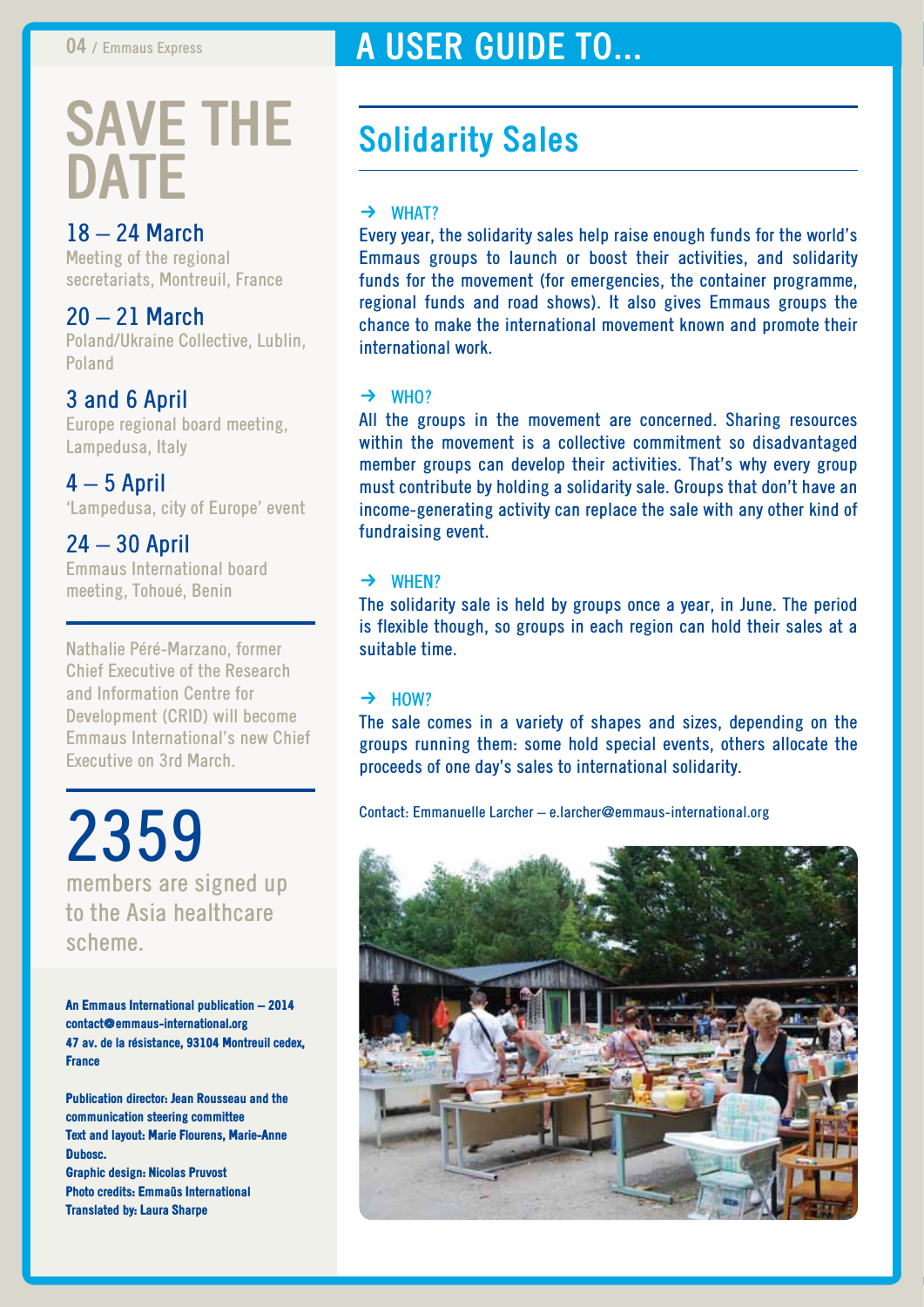# SAVE THE DATE

**18 – 24 March**
Meeting of the regional secretariats, Montreuil, France

**20 – 21 March**
Poland/Ukraine Collective, Lublin, Poland

**3 and 6 April**
Europe regional board meeting, Lampedusa, Italy

**4 – 5 April**
'Lampedusa, city of Europe' event

**24 – 30 April**
Emmaus International board meeting, Tohoué, Benin

---

Nathalie Péré-Marzano, former Chief Executive of the Research and Information Centre for Development (CRID) will become Emmaus International's new Chief Executive on 3rd March.

---

**2359**
members are signed up to the Asia healthcare scheme.

**An Emmaus International publication – 2014**
**contact@emmaus-international.org**
**47 av. de la résistance, 93104 Montreuil cedex, France**

**Publication director: Jean Rousseau and the communication steering committee**
**Text and layout: Marie Flourens, Marie-Anne Dubosc.**
**Graphic design: Nicolas Pruvost**
**Photo credits: Emmaüs International**
**Translated by: Laura Sharpe**

# A USER GUIDE TO...

## Solidarity Sales

### → WHAT?

Every year, the solidarity sales help raise enough funds for the world's Emmaus groups to launch or boost their activities, and solidarity funds for the movement (for emergencies, the container programme, regional funds and road shows). It also gives Emmaus groups the chance to make the international movement known and promote their international work.

### → WHO?

All the groups in the movement are concerned. Sharing resources within the movement is a collective commitment so disadvantaged member groups can develop their activities. That's why every group must contribute by holding a solidarity sale. Groups that don't have an income-generating activity can replace the sale with any other kind of fundraising event.

### → WHEN?

The solidarity sale is held by groups once a year, in June. The period is flexible though, so groups in each region can hold their sales at a suitable time.

### → HOW?

The sale comes in a variety of shapes and sizes, depending on the groups running them: some hold special events, others allocate the proceeds of one day's sales to international solidarity.

Contact: Emmanuelle Larcher – e.larcher@emmaus-international.org